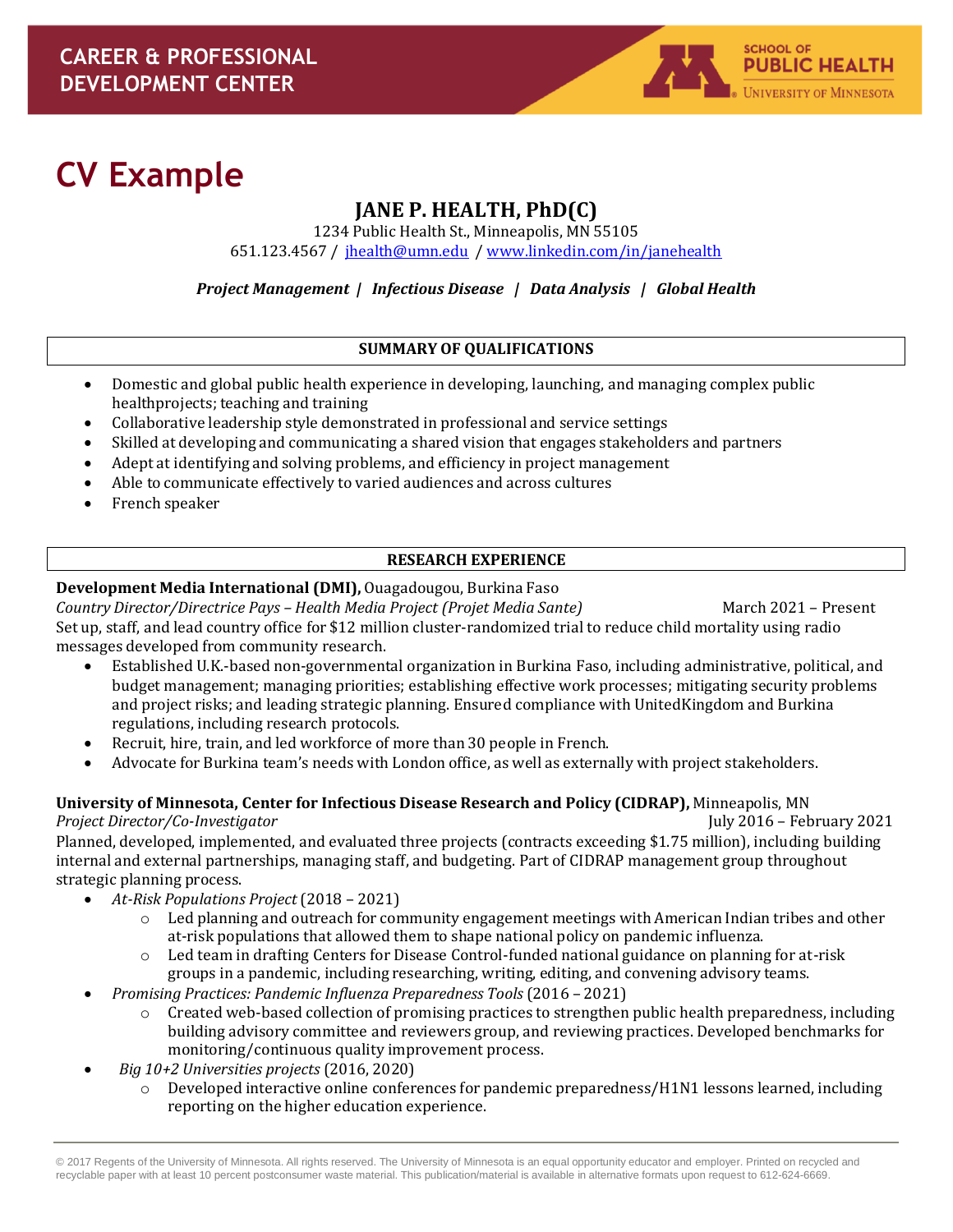CAREER & PROFESSIONAL DEVELOPMENT CENTER

SCHOOL OF PUBLIC HEALTH
UNIVERSITY OF MINNESOTA

# CV Example

## JANE P. HEALTH, PhD(C)

1234 Public Health St., Minneapolis, MN 55105
651.123.4567 / [jhealth@umn.edu](mailto:jhealth@umn.edu) / [www.linkedin.com/in/janehealth](http://www.linkedin.com/in/janehealth)

***Project Management | Infectious Disease | Data Analysis | Global Health***

### SUMMARY OF QUALIFICATIONS

- Domestic and global public health experience in developing, launching, and managing complex public healthprojects; teaching and training
- Collaborative leadership style demonstrated in professional and service settings
- Skilled at developing and communicating a shared vision that engages stakeholders and partners
- Adept at identifying and solving problems, and efficiency in project management
- Able to communicate effectively to varied audiences and across cultures
- French speaker

### RESEARCH EXPERIENCE

**Development Media International (DMI),** Ouagadougou, Burkina Faso
*Country Director/Directrice Pays – Health Media Project (Projet Media Sante)* — March 2021 – Present
Set up, staff, and lead country office for $12 million cluster-randomized trial to reduce child mortality using radio messages developed from community research.

- Established U.K.-based non-governmental organization in Burkina Faso, including administrative, political, and budget management; managing priorities; establishing effective work processes; mitigating security problems and project risks; and leading strategic planning. Ensured compliance with UnitedKingdom and Burkina regulations, including research protocols.
- Recruit, hire, train, and led workforce of more than 30 people in French.
- Advocate for Burkina team's needs with London office, as well as externally with project stakeholders.

**University of Minnesota, Center for Infectious Disease Research and Policy (CIDRAP),** Minneapolis, MN
*Project Director/Co-Investigator* — July 2016 – February 2021
Planned, developed, implemented, and evaluated three projects (contracts exceeding $1.75 million), including building internal and external partnerships, managing staff, and budgeting. Part of CIDRAP management group throughout strategic planning process.

- *At-Risk Populations Project* (2018 – 2021)
  - Led planning and outreach for community engagement meetings with American Indian tribes and other at-risk populations that allowed them to shape national policy on pandemic influenza.
  - Led team in drafting Centers for Disease Control-funded national guidance on planning for at-risk groups in a pandemic, including researching, writing, editing, and convening advisory teams.
- *Promising Practices: Pandemic Influenza Preparedness Tools* (2016 – 2021)
  - Created web-based collection of promising practices to strengthen public health preparedness, including building advisory committee and reviewers group, and reviewing practices. Developed benchmarks for monitoring/continuous quality improvement process.
- *Big 10+2 Universities projects* (2016, 2020)
  - Developed interactive online conferences for pandemic preparedness/H1N1 lessons learned, including reporting on the higher education experience.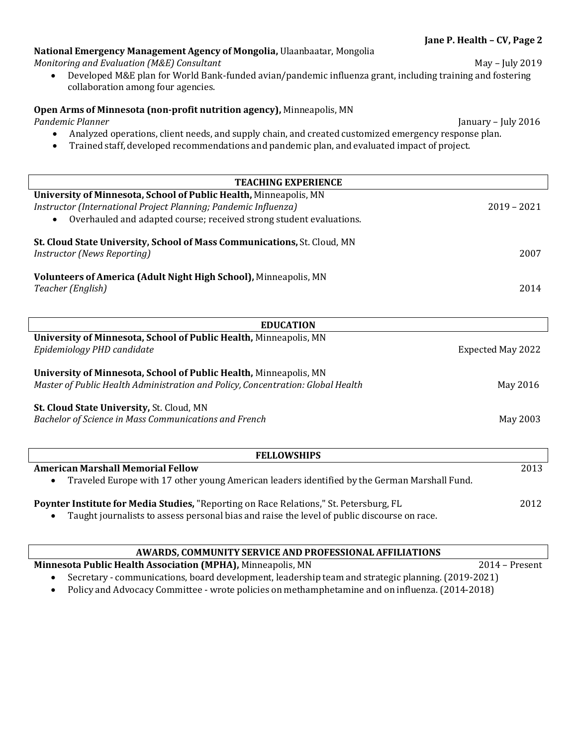**National Emergency Management Agency of Mongolia,** Ulaanbaatar, Mongolia
*Monitoring and Evaluation (M&E) Consultant* May – July 2019

- Developed M&E plan for World Bank-funded avian/pandemic influenza grant, including training and fostering collaboration among four agencies.

**Open Arms of Minnesota (non-profit nutrition agency),** Minneapolis, MN
*Pandemic Planner* January – July 2016

- Analyzed operations, client needs, and supply chain, and created customized emergency response plan.
- Trained staff, developed recommendations and pandemic plan, and evaluated impact of project.

## TEACHING EXPERIENCE

**University of Minnesota, School of Public Health,** Minneapolis, MN
*Instructor (International Project Planning; Pandemic Influenza)* 2019 – 2021

- Overhauled and adapted course; received strong student evaluations.

**St. Cloud State University, School of Mass Communications,** St. Cloud, MN
*Instructor (News Reporting)* 2007

**Volunteers of America (Adult Night High School),** Minneapolis, MN
*Teacher (English)* 2014

## EDUCATION

**University of Minnesota, School of Public Health,** Minneapolis, MN
*Epidemiology PHD candidate* Expected May 2022

**University of Minnesota, School of Public Health,** Minneapolis, MN
*Master of Public Health Administration and Policy, Concentration: Global Health* May 2016

**St. Cloud State University,** St. Cloud, MN
*Bachelor of Science in Mass Communications and French* May 2003

## FELLOWSHIPS

**American Marshall Memorial Fellow** 2013

- Traveled Europe with 17 other young American leaders identified by the German Marshall Fund.

**Poynter Institute for Media Studies,** "Reporting on Race Relations," St. Petersburg, FL 2012

- Taught journalists to assess personal bias and raise the level of public discourse on race.

## AWARDS, COMMUNITY SERVICE AND PROFESSIONAL AFFILIATIONS

**Minnesota Public Health Association (MPHA),** Minneapolis, MN 2014 – Present

- Secretary - communications, board development, leadership team and strategic planning. (2019-2021)
- Policy and Advocacy Committee - wrote policies on methamphetamine and on influenza. (2014-2018)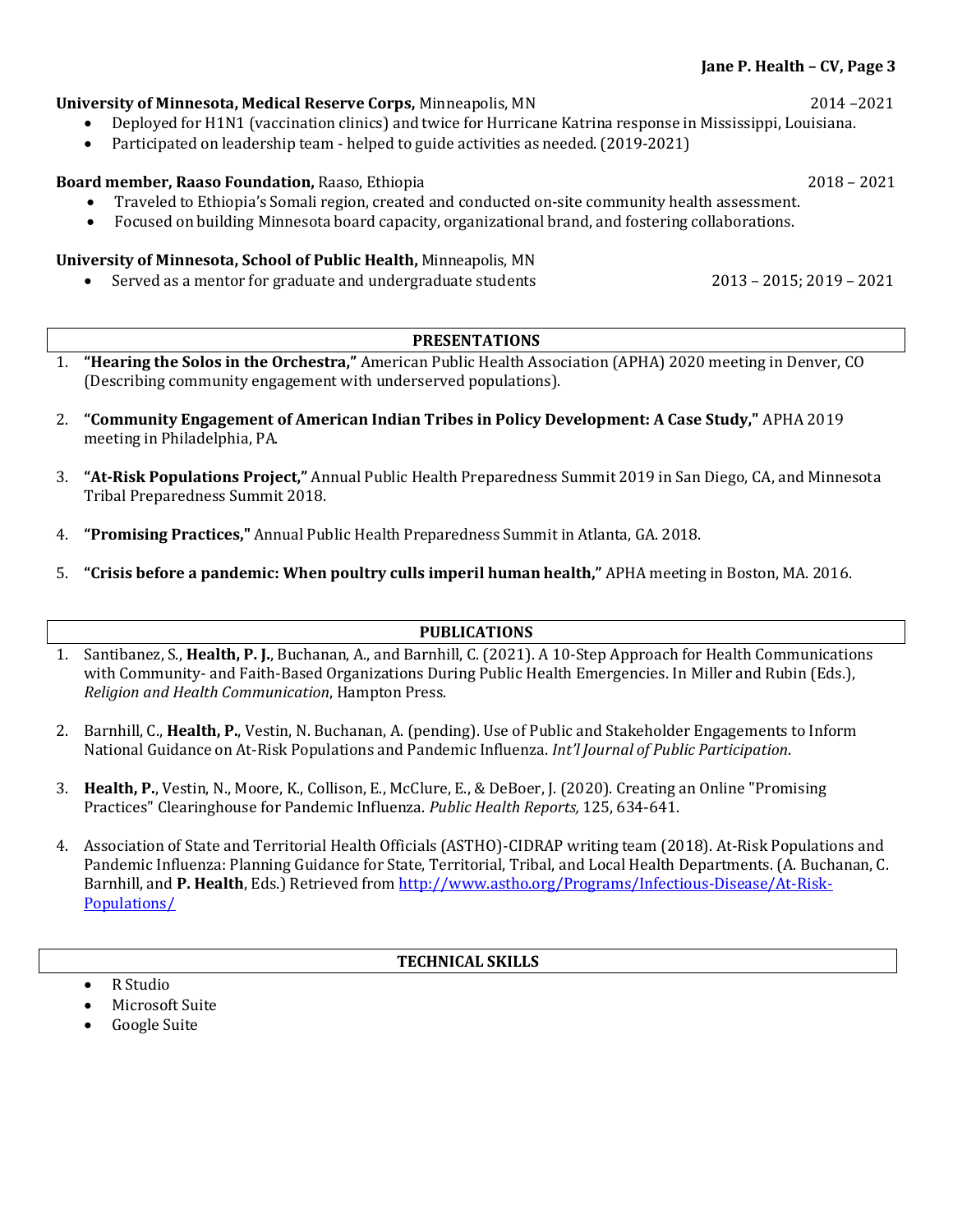**University of Minnesota, Medical Reserve Corps,** Minneapolis, MN 2014 –2021

- Deployed for H1N1 (vaccination clinics) and twice for Hurricane Katrina response in Mississippi, Louisiana.
- Participated on leadership team - helped to guide activities as needed. (2019-2021)

**Board member, Raaso Foundation,** Raaso, Ethiopia 2018 – 2021

- Traveled to Ethiopia's Somali region, created and conducted on-site community health assessment.
- Focused on building Minnesota board capacity, organizational brand, and fostering collaborations.

**University of Minnesota, School of Public Health,** Minneapolis, MN

- Served as a mentor for graduate and undergraduate students 2013 – 2015; 2019 – 2021

## PRESENTATIONS

1. **"Hearing the Solos in the Orchestra,"** American Public Health Association (APHA) 2020 meeting in Denver, CO (Describing community engagement with underserved populations).

2. **"Community Engagement of American Indian Tribes in Policy Development: A Case Study,"** APHA 2019 meeting in Philadelphia, PA.

3. **"At-Risk Populations Project,"** Annual Public Health Preparedness Summit 2019 in San Diego, CA, and Minnesota Tribal Preparedness Summit 2018.

4. **"Promising Practices,"** Annual Public Health Preparedness Summit in Atlanta, GA. 2018.

5. **"Crisis before a pandemic: When poultry culls imperil human health,"** APHA meeting in Boston, MA. 2016.

## PUBLICATIONS

1. Santibanez, S., **Health, P. J.**, Buchanan, A., and Barnhill, C. (2021). A 10-Step Approach for Health Communications with Community- and Faith-Based Organizations During Public Health Emergencies. In Miller and Rubin (Eds.), *Religion and Health Communication*, Hampton Press.

2. Barnhill, C., **Health, P.**, Vestin, N. Buchanan, A. (pending). Use of Public and Stakeholder Engagements to Inform National Guidance on At-Risk Populations and Pandemic Influenza. *Int'l Journal of Public Participation*.

3. **Health, P.**, Vestin, N., Moore, K., Collison, E., McClure, E., & DeBoer, J. (2020). Creating an Online "Promising Practices" Clearinghouse for Pandemic Influenza. *Public Health Reports,* 125, 634-641.

4. Association of State and Territorial Health Officials (ASTHO)-CIDRAP writing team (2018). At-Risk Populations and Pandemic Influenza: Planning Guidance for State, Territorial, Tribal, and Local Health Departments. (A. Buchanan, C. Barnhill, and **P. Health**, Eds.) Retrieved from [http://www.astho.org/Programs/Infectious-Disease/At-Risk-Populations/](http://www.astho.org/Programs/Infectious-Disease/At-Risk-Populations/)

## TECHNICAL SKILLS

- R Studio
- Microsoft Suite
- Google Suite